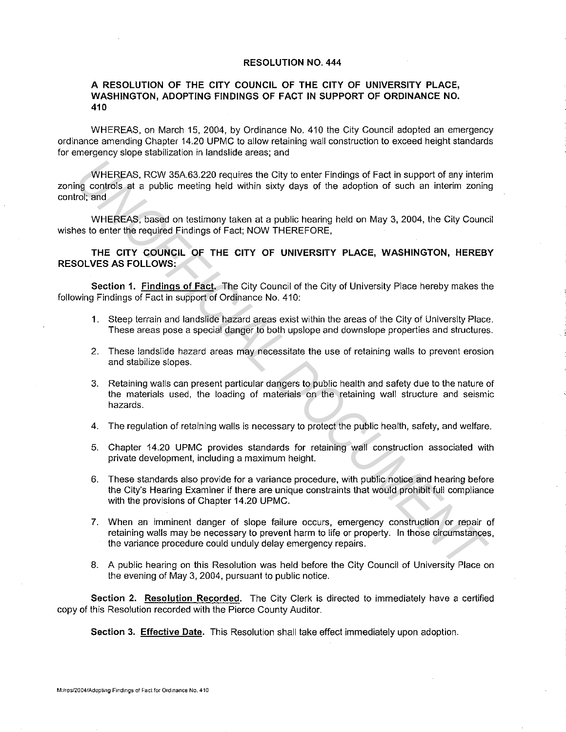# RESOLUTION NO. 444

## A RESOLUTION OF THE CITY COUNCIL OF THE CITY OF UNIVERSITY PLACE, WASHINGTON, ADOPTING FINDINGS OF FACT IN SUPPORT OF ORDINANCE NO. 410

WHEREAS, on March 15, 2004, by Ordinance No. 410 the City Council adopted an emergency ordinance amending Chapter 14.20 UPMC to allow retaining wall construction to exceed height standards for emergency slope stabilization in landslide areas; and

WHEREAS, RCW 35A.63.220 requires the City to enter Findings of Fact in support of any interim zoning controls at a public meeting held within sixty days of the adoption of such an interim zoning control; and

WHEREAS, based on testimony taken at a public hearing held on May 3, 2004, the City Council wishes to enter the required Findings of Fact; NOW THEREFORE,

**THE CITY COUNCIL OF THE CITY OF UNIVERSITY PLACE, WASHINGTON, HEREBY RESOLVES AS FOLLOWS:**

**Section 1. Findings of Fact.** The City Council of the City of University Place hereby makes the following Findings of Fact in support of Ordinance No. 410:

1. Steep terrain and landslide hazard areas exist within the areas of the City of University Place. These areas pose a special danger to both upslope and downslope properties and structures.
2. These landslide hazard areas may necessitate the use of retaining walls to prevent erosion and stabilize slopes.
3. Retaining walls can present particular dangers to public health and safety due to the nature of the materials used, the loading of materials on the retaining wall structure and seismic hazards.
4. The regulation of retaining walls is necessary to protect the public health, safety, and welfare.
5. Chapter 14.20 UPMC provides standards for retaining wall construction associated with private development, including a maximum height.
6. These standards also provide for a variance procedure, with public notice and hearing before the City's Hearing Examiner if there are unique constraints that would prohibit full compliance with the provisions of Chapter 14.20 UPMC.
7. When an imminent danger of slope failure occurs, emergency construction or repair of retaining walls may be necessary to prevent harm to life or property. In those circumstances, the variance procedure could unduly delay emergency repairs.
8. A public hearing on this Resolution was held before the City Council of University Place on the evening of May 3, 2004, pursuant to public notice.

**Section 2. Resolution Recorded.** The City Clerk is directed to immediately have a certified copy of this Resolution recorded with the Pierce County Auditor.

**Section 3. Effective Date.** This Resolution shall take effect immediately upon adoption.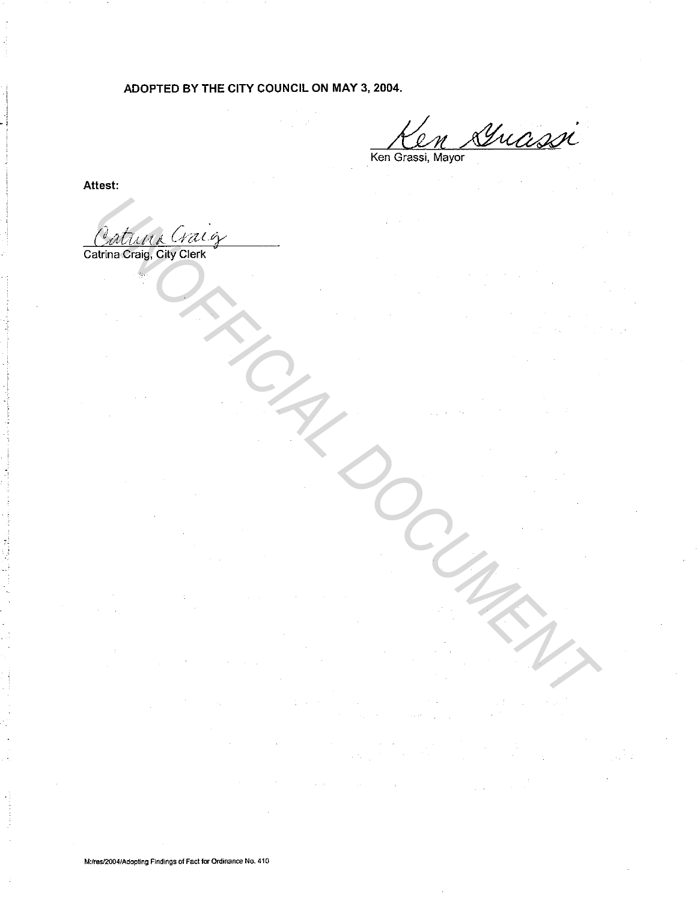**ADOPTED BY THE CITY COUNCIL ON MAY 3, 2004.**

Ken Grassi

Ken Grassi, Mayor

**Attest:**

Catrina Craig

Catrina Craig, City Clerk

M:/res/2004/Adopting Findings of Fact for Ordinance No. 410